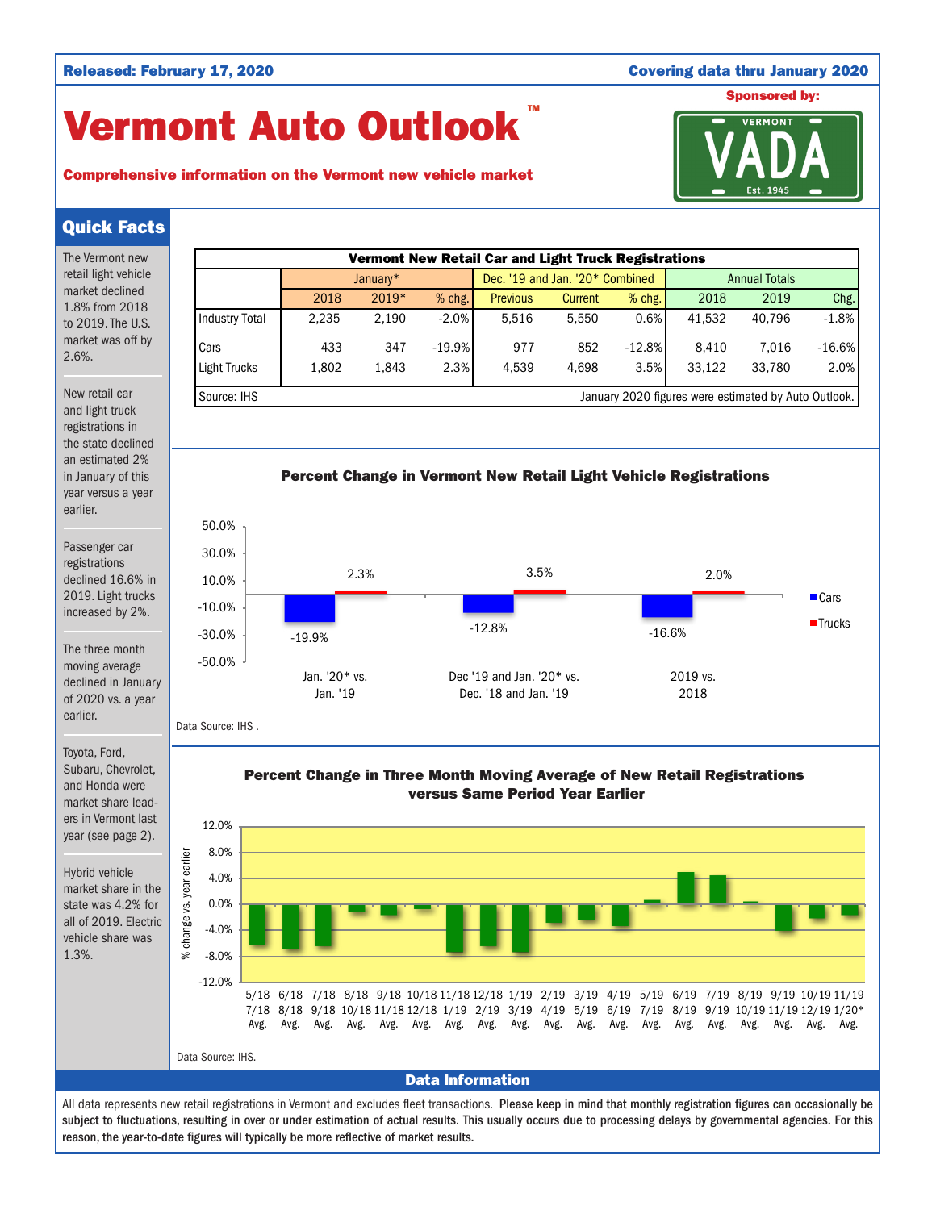Released: February 17, 2020

Covering data thru January 2020

# Vermont Auto Outlook™

**Comprehensive information on the Vermont new vehicle market**

Sponsored by: VERMONT VADA Est. 1945

## Quick Facts

The Vermont new retail light vehicle market declined 1.8% from 2018 to 2019. The U.S. market was off by 2.6%.

New retail car and light truck registrations in the state declined an estimated 2% in January of this year versus a year earlier.

Passenger car registrations declined 16.6% in 2019. Light trucks increased by 2%.

The three month moving average declined in January of 2020 vs. a year earlier.

Toyota, Ford, Subaru, Chevrolet, and Honda were market share leaders in Vermont last year (see page 2).

Hybrid vehicle market share in the state was 4.2% for all of 2019. Electric vehicle share was 1.3%.

**Vermont New Retail Car and Light Truck Registrations**

| | January* | | | Dec. '19 and Jan. '20* Combined | | | Annual Totals | | |
|---|---|---|---|---|---|---|---|---|---|
| | 2018 | 2019* | % chg. | Previous | Current | % chg. | 2018 | 2019 | Chg. |
| Industry Total | 2,235 | 2,190 | -2.0% | 5,516 | 5,550 | 0.6% | 41,532 | 40,796 | -1.8% |
| Cars | 433 | 347 | -19.9% | 977 | 852 | -12.8% | 8,410 | 7,016 | -16.6% |
| Light Trucks | 1,802 | 1,843 | 2.3% | 4,539 | 4,698 | 3.5% | 33,122 | 33,780 | 2.0% |

Source: IHS. January 2020 figures were estimated by Auto Outlook.

**Percent Change in Vermont New Retail Light Vehicle Registrations**

| | Cars | Trucks |
|---|---|---|
| Jan. '20* vs. Jan. '19 | -19.9% | 2.3% |
| Dec '19 and Jan. '20* vs. Dec. '18 and Jan. '19 | -12.8% | 3.5% |
| 2019 vs. 2018 | -16.6% | 2.0% |

Data Source: IHS .

**Percent Change in Three Month Moving Average of New Retail Registrations versus Same Period Year Earlier**

Data Source: IHS.

## Data Information

All data represents new retail registrations in Vermont and excludes fleet transactions. **Please keep in mind that monthly registration figures can occasionally be subject to fluctuations, resulting in over or under estimation of actual results. This usually occurs due to processing delays by governmental agencies. For this reason, the year-to-date figures will typically be more reflective of market results.**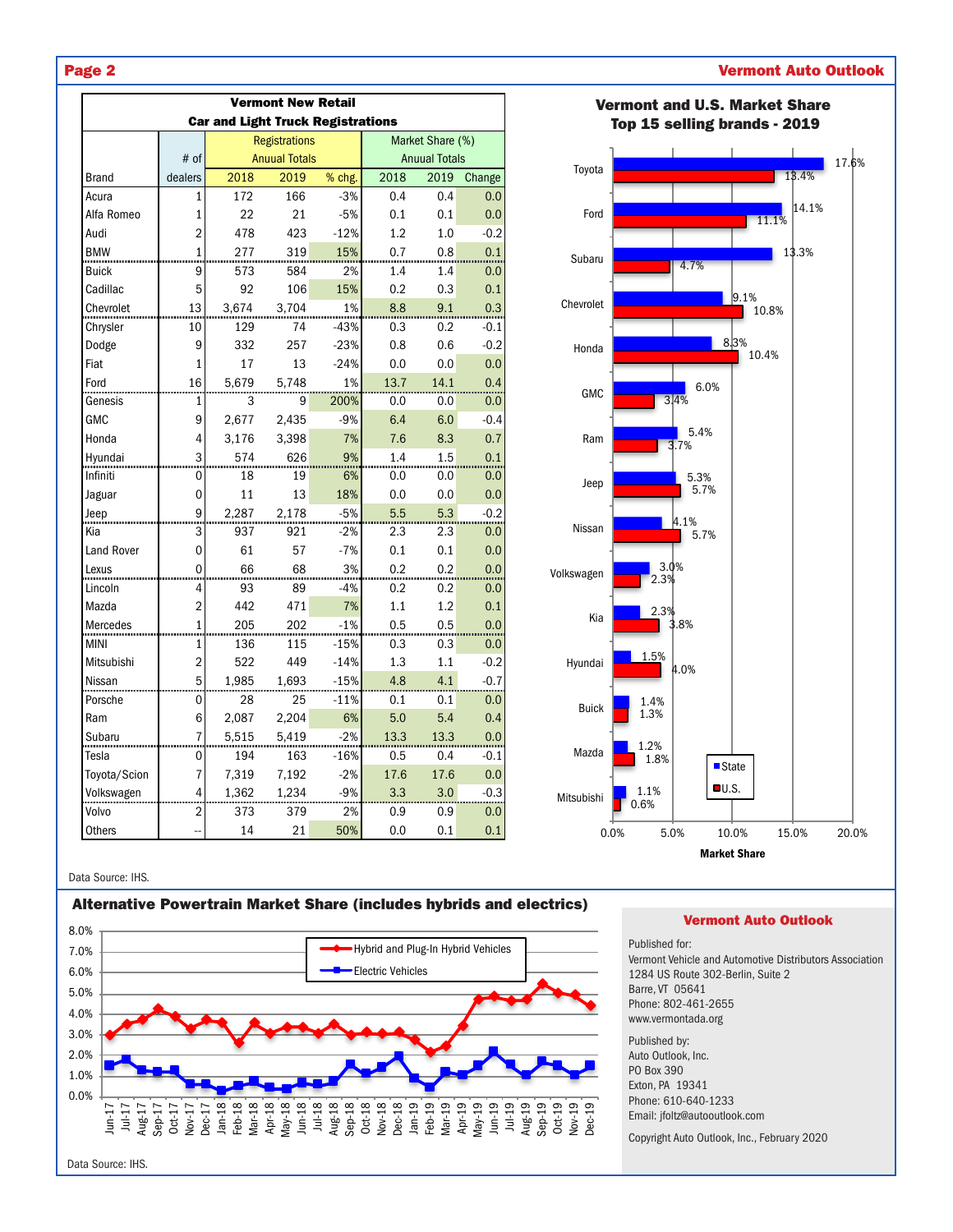## Vermont New Retail Car and Light Truck Registrations

| Brand | # of dealers | Registrations Anuual Totals 2018 | 2019 | % chg. | Market Share (%) Anuual Totals 2018 | 2019 | Change |
|---|---|---|---|---|---|---|---|
| Acura | 1 | 172 | 166 | -3% | 0.4 | 0.4 | 0.0 |
| Alfa Romeo | 1 | 22 | 21 | -5% | 0.1 | 0.1 | 0.0 |
| Audi | 2 | 478 | 423 | -12% | 1.2 | 1.0 | -0.2 |
| BMW | 1 | 277 | 319 | 15% | 0.7 | 0.8 | 0.1 |
| Buick | 9 | 573 | 584 | 2% | 1.4 | 1.4 | 0.0 |
| Cadillac | 5 | 92 | 106 | 15% | 0.2 | 0.3 | 0.1 |
| Chevrolet | 13 | 3,674 | 3,704 | 1% | 8.8 | 9.1 | 0.3 |
| Chrysler | 10 | 129 | 74 | -43% | 0.3 | 0.2 | -0.1 |
| Dodge | 9 | 332 | 257 | -23% | 0.8 | 0.6 | -0.2 |
| Fiat | 1 | 17 | 13 | -24% | 0.0 | 0.0 | 0.0 |
| Ford | 16 | 5,679 | 5,748 | 1% | 13.7 | 14.1 | 0.4 |
| Genesis | 1 | 3 | 9 | 200% | 0.0 | 0.0 | 0.0 |
| GMC | 9 | 2,677 | 2,435 | -9% | 6.4 | 6.0 | -0.4 |
| Honda | 4 | 3,176 | 3,398 | 7% | 7.6 | 8.3 | 0.7 |
| Hyundai | 3 | 574 | 626 | 9% | 1.4 | 1.5 | 0.1 |
| Infiniti | 0 | 18 | 19 | 6% | 0.0 | 0.0 | 0.0 |
| Jaguar | 0 | 11 | 13 | 18% | 0.0 | 0.0 | 0.0 |
| Jeep | 9 | 2,287 | 2,178 | -5% | 5.5 | 5.3 | -0.2 |
| Kia | 3 | 937 | 921 | -2% | 2.3 | 2.3 | 0.0 |
| Land Rover | 0 | 61 | 57 | -7% | 0.1 | 0.1 | 0.0 |
| Lexus | 0 | 66 | 68 | 3% | 0.2 | 0.2 | 0.0 |
| Lincoln | 4 | 93 | 89 | -4% | 0.2 | 0.2 | 0.0 |
| Mazda | 2 | 442 | 471 | 7% | 1.1 | 1.2 | 0.1 |
| Mercedes | 1 | 205 | 202 | -1% | 0.5 | 0.5 | 0.0 |
| MINI | 1 | 136 | 115 | -15% | 0.3 | 0.3 | 0.0 |
| Mitsubishi | 2 | 522 | 449 | -14% | 1.3 | 1.1 | -0.2 |
| Nissan | 5 | 1,985 | 1,693 | -15% | 4.8 | 4.1 | -0.7 |
| Porsche | 0 | 28 | 25 | -11% | 0.1 | 0.1 | 0.0 |
| Ram | 6 | 2,087 | 2,204 | 6% | 5.0 | 5.4 | 0.4 |
| Subaru | 7 | 5,515 | 5,419 | -2% | 13.3 | 13.3 | 0.0 |
| Tesla | 0 | 194 | 163 | -16% | 0.5 | 0.4 | -0.1 |
| Toyota/Scion | 7 | 7,319 | 7,192 | -2% | 17.6 | 17.6 | 0.0 |
| Volkswagen | 4 | 1,362 | 1,234 | -9% | 3.3 | 3.0 | -0.3 |
| Volvo | 2 | 373 | 379 | 2% | 0.9 | 0.9 | 0.0 |
| Others | -- | 14 | 21 | 50% | 0.0 | 0.1 | 0.1 |

Data Source: IHS.

## Vermont and U.S. Market Share Top 15 selling brands - 2019

Toyota 17.6% 13.4%
Ford 14.1% 11.1%
Subaru 13.3% 4.7%
Chevrolet 9.1% 10.8%
Honda 8.3% 10.4%
GMC 6.0% 3.4%
Ram 5.4% 3.7%
Jeep 5.3% 5.7%
Nissan 4.1% 5.7%
Volkswagen 3.0% 2.3%
Kia 2.3% 3.8%
Hyundai 1.5% 4.0%
Buick 1.4% 1.3%
Mazda 1.2% 1.8%
Mitsubishi 1.1% 0.6%

State
U.S.

0.0% 5.0% 10.0% 15.0% 20.0%

Market Share

## Alternative Powertrain Market Share (includes hybrids and electrics)

Hybrid and Plug-In Hybrid Vehicles
Electric Vehicles

8.0% 7.0% 6.0% 5.0% 4.0% 3.0% 2.0% 1.0% 0.0%

Jun-17 Jul-17 Aug-17 Sep-17 Oct-17 Nov-17 Dec-17 Jan-18 Feb-18 Mar-18 Apr-18 May-18 Jun-18 Jul-18 Aug-18 Sep-18 Oct-18 Nov-18 Dec-18 Jan-19 Feb-19 Mar-19 Apr-19 May-19 Jun-19 Jul-19 Aug-19 Sep-19 Oct-19 Nov-19 Dec-19

Data Source: IHS.

### Vermont Auto Outlook

Published for:
Vermont Vehicle and Automotive Distributors Association
1284 US Route 302-Berlin, Suite 2
Barre, VT 05641
Phone: 802-461-2655
www.vermontada.org

Published by:
Auto Outlook, Inc.
PO Box 390
Exton, PA 19341
Phone: 610-640-1233
Email: jfoltz@autooutlook.com

Copyright Auto Outlook, Inc., February 2020